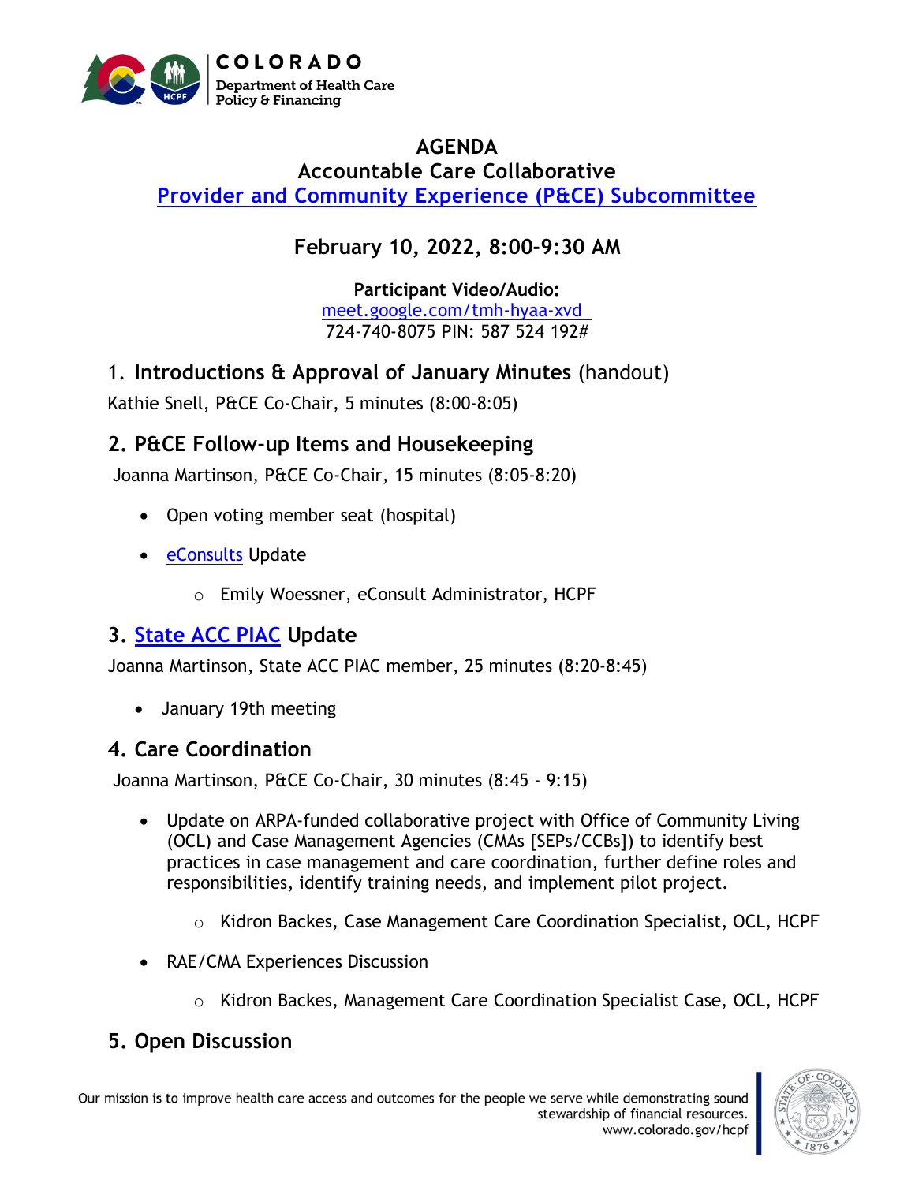COLORADO
Department of Health Care Policy & Financing

# AGENDA

## Accountable Care Collaborative

## Provider and Community Experience (P&CE) Subcommittee

### February 10, 2022, 8:00-9:30 AM

**Participant Video/Audio:**
meet.google.com/tmh-hyaa-xvd
724-740-8075 PIN: 587 524 192#

### 1. Introductions & Approval of January Minutes (handout)

Kathie Snell, P&CE Co-Chair, 5 minutes (8:00-8:05)

### 2. P&CE Follow-up Items and Housekeeping

Joanna Martinson, P&CE Co-Chair, 15 minutes (8:05-8:20)

- Open voting member seat (hospital)
- eConsults Update
  - Emily Woessner, eConsult Administrator, HCPF

### 3. State ACC PIAC Update

Joanna Martinson, State ACC PIAC member, 25 minutes (8:20-8:45)

- January 19th meeting

### 4. Care Coordination

Joanna Martinson, P&CE Co-Chair, 30 minutes (8:45 - 9:15)

- Update on ARPA-funded collaborative project with Office of Community Living (OCL) and Case Management Agencies (CMAs [SEPs/CCBs]) to identify best practices in case management and care coordination, further define roles and responsibilities, identify training needs, and implement pilot project.
  - Kidron Backes, Case Management Care Coordination Specialist, OCL, HCPF
- RAE/CMA Experiences Discussion
  - Kidron Backes, Management Care Coordination Specialist Case, OCL, HCPF

### 5. Open Discussion

Our mission is to improve health care access and outcomes for the people we serve while demonstrating sound stewardship of financial resources.
www.colorado.gov/hcpf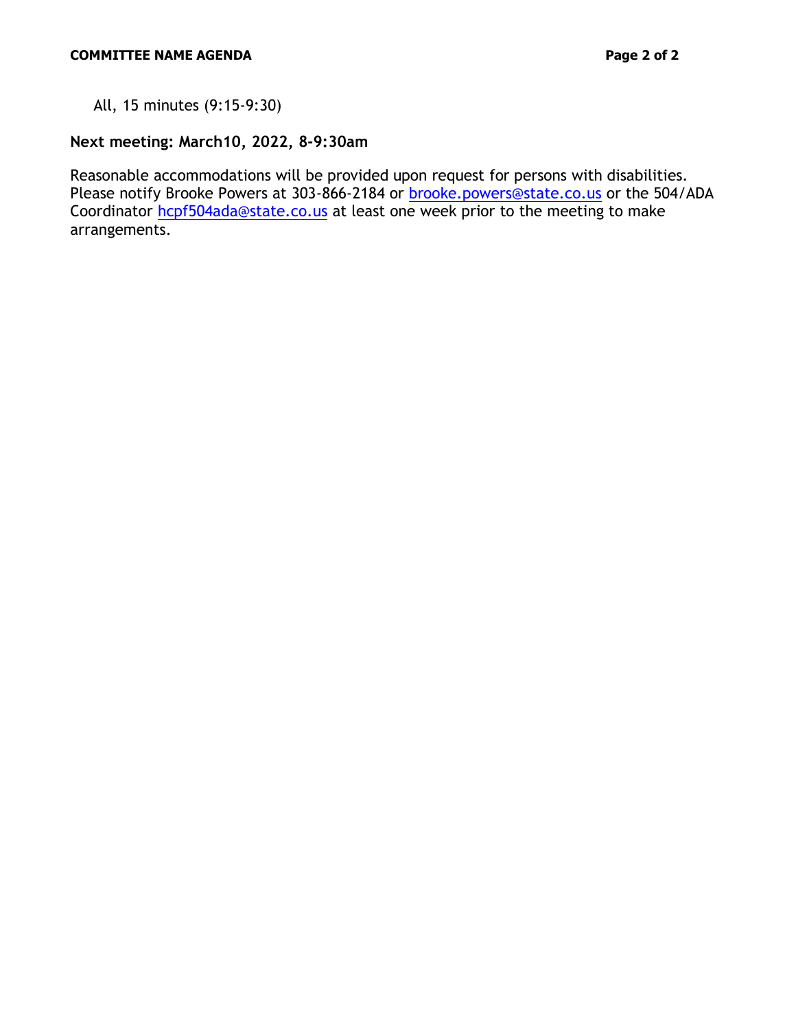All, 15 minutes (9:15-9:30)

**Next meeting: March10, 2022, 8-9:30am**

Reasonable accommodations will be provided upon request for persons with disabilities. Please notify Brooke Powers at 303-866-2184 or brooke.powers@state.co.us or the 504/ADA Coordinator hcpf504ada@state.co.us at least one week prior to the meeting to make arrangements.